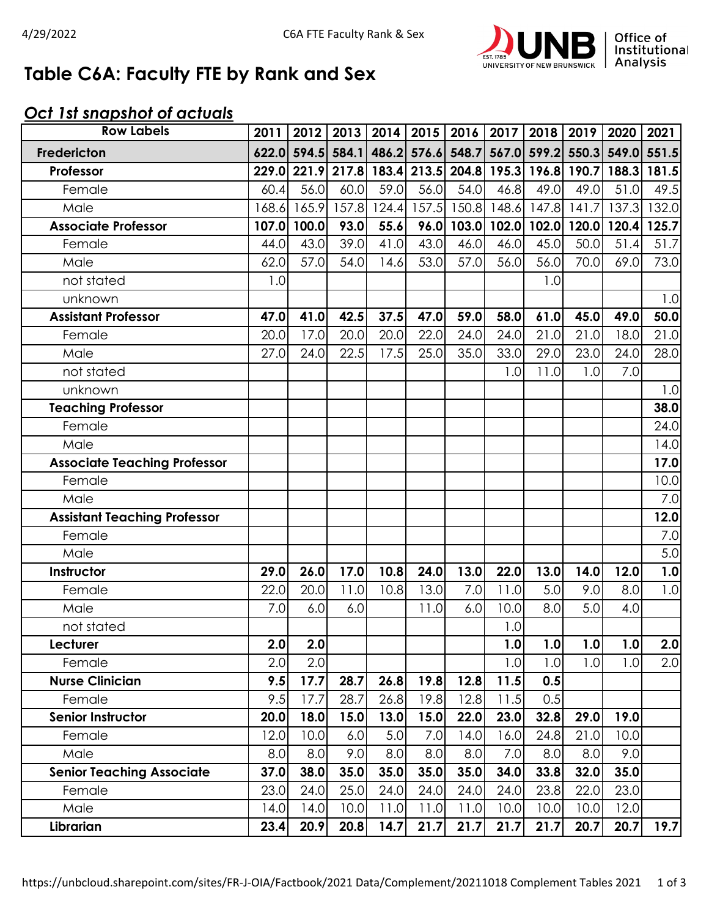# Table C6A: Faculty FTE by Rank and Sex

## *Oct 1st snapshot of actuals*

| Row Labels | 2011 | 2012 | 2013 | 2014 | 2015 | 2016 | 2017 | 2018 | 2019 | 2020 | 2021 |
|---|---|---|---|---|---|---|---|---|---|---|---|
| **Fredericton** | **622.0** | **594.5** | **584.1** | **486.2** | **576.6** | **548.7** | **567.0** | **599.2** | **550.3** | **549.0** | **551.5** |
| **Professor** | **229.0** | **221.9** | **217.8** | **183.4** | **213.5** | **204.8** | **195.3** | **196.8** | **190.7** | **188.3** | **181.5** |
| Female | 60.4 | 56.0 | 60.0 | 59.0 | 56.0 | 54.0 | 46.8 | 49.0 | 49.0 | 51.0 | 49.5 |
| Male | 168.6 | 165.9 | 157.8 | 124.4 | 157.5 | 150.8 | 148.6 | 147.8 | 141.7 | 137.3 | 132.0 |
| **Associate Professor** | **107.0** | **100.0** | **93.0** | **55.6** | **96.0** | **103.0** | **102.0** | **102.0** | **120.0** | **120.4** | **125.7** |
| Female | 44.0 | 43.0 | 39.0 | 41.0 | 43.0 | 46.0 | 46.0 | 45.0 | 50.0 | 51.4 | 51.7 |
| Male | 62.0 | 57.0 | 54.0 | 14.6 | 53.0 | 57.0 | 56.0 | 56.0 | 70.0 | 69.0 | 73.0 |
| not stated | 1.0 | | | | | | | 1.0 | | | |
| unknown | | | | | | | | | | | 1.0 |
| **Assistant Professor** | **47.0** | **41.0** | **42.5** | **37.5** | **47.0** | **59.0** | **58.0** | **61.0** | **45.0** | **49.0** | **50.0** |
| Female | 20.0 | 17.0 | 20.0 | 20.0 | 22.0 | 24.0 | 24.0 | 21.0 | 21.0 | 18.0 | 21.0 |
| Male | 27.0 | 24.0 | 22.5 | 17.5 | 25.0 | 35.0 | 33.0 | 29.0 | 23.0 | 24.0 | 28.0 |
| not stated | | | | | | | 1.0 | 11.0 | 1.0 | 7.0 | |
| unknown | | | | | | | | | | | 1.0 |
| **Teaching Professor** | | | | | | | | | | | **38.0** |
| Female | | | | | | | | | | | 24.0 |
| Male | | | | | | | | | | | 14.0 |
| **Associate Teaching Professor** | | | | | | | | | | | **17.0** |
| Female | | | | | | | | | | | 10.0 |
| Male | | | | | | | | | | | 7.0 |
| **Assistant Teaching Professor** | | | | | | | | | | | **12.0** |
| Female | | | | | | | | | | | 7.0 |
| Male | | | | | | | | | | | 5.0 |
| **Instructor** | **29.0** | **26.0** | **17.0** | **10.8** | **24.0** | **13.0** | **22.0** | **13.0** | **14.0** | **12.0** | **1.0** |
| Female | 22.0 | 20.0 | 11.0 | 10.8 | 13.0 | 7.0 | 11.0 | 5.0 | 9.0 | 8.0 | 1.0 |
| Male | 7.0 | 6.0 | 6.0 | | 11.0 | 6.0 | 10.0 | 8.0 | 5.0 | 4.0 | |
| not stated | | | | | | | 1.0 | | | | |
| **Lecturer** | **2.0** | **2.0** | | | | | **1.0** | **1.0** | **1.0** | **1.0** | **2.0** |
| Female | 2.0 | 2.0 | | | | | 1.0 | 1.0 | 1.0 | 1.0 | 2.0 |
| **Nurse Clinician** | **9.5** | **17.7** | **28.7** | **26.8** | **19.8** | **12.8** | **11.5** | **0.5** | | | |
| Female | 9.5 | 17.7 | 28.7 | 26.8 | 19.8 | 12.8 | 11.5 | 0.5 | | | |
| **Senior Instructor** | **20.0** | **18.0** | **15.0** | **13.0** | **15.0** | **22.0** | **23.0** | **32.8** | **29.0** | **19.0** | |
| Female | 12.0 | 10.0 | 6.0 | 5.0 | 7.0 | 14.0 | 16.0 | 24.8 | 21.0 | 10.0 | |
| Male | 8.0 | 8.0 | 9.0 | 8.0 | 8.0 | 8.0 | 7.0 | 8.0 | 8.0 | 9.0 | |
| **Senior Teaching Associate** | **37.0** | **38.0** | **35.0** | **35.0** | **35.0** | **35.0** | **34.0** | **33.8** | **32.0** | **35.0** | |
| Female | 23.0 | 24.0 | 25.0 | 24.0 | 24.0 | 24.0 | 24.0 | 23.8 | 22.0 | 23.0 | |
| Male | 14.0 | 14.0 | 10.0 | 11.0 | 11.0 | 11.0 | 10.0 | 10.0 | 10.0 | 12.0 | |
| **Librarian** | **23.4** | **20.9** | **20.8** | **14.7** | **21.7** | **21.7** | **21.7** | **21.7** | **20.7** | **20.7** | **19.7** |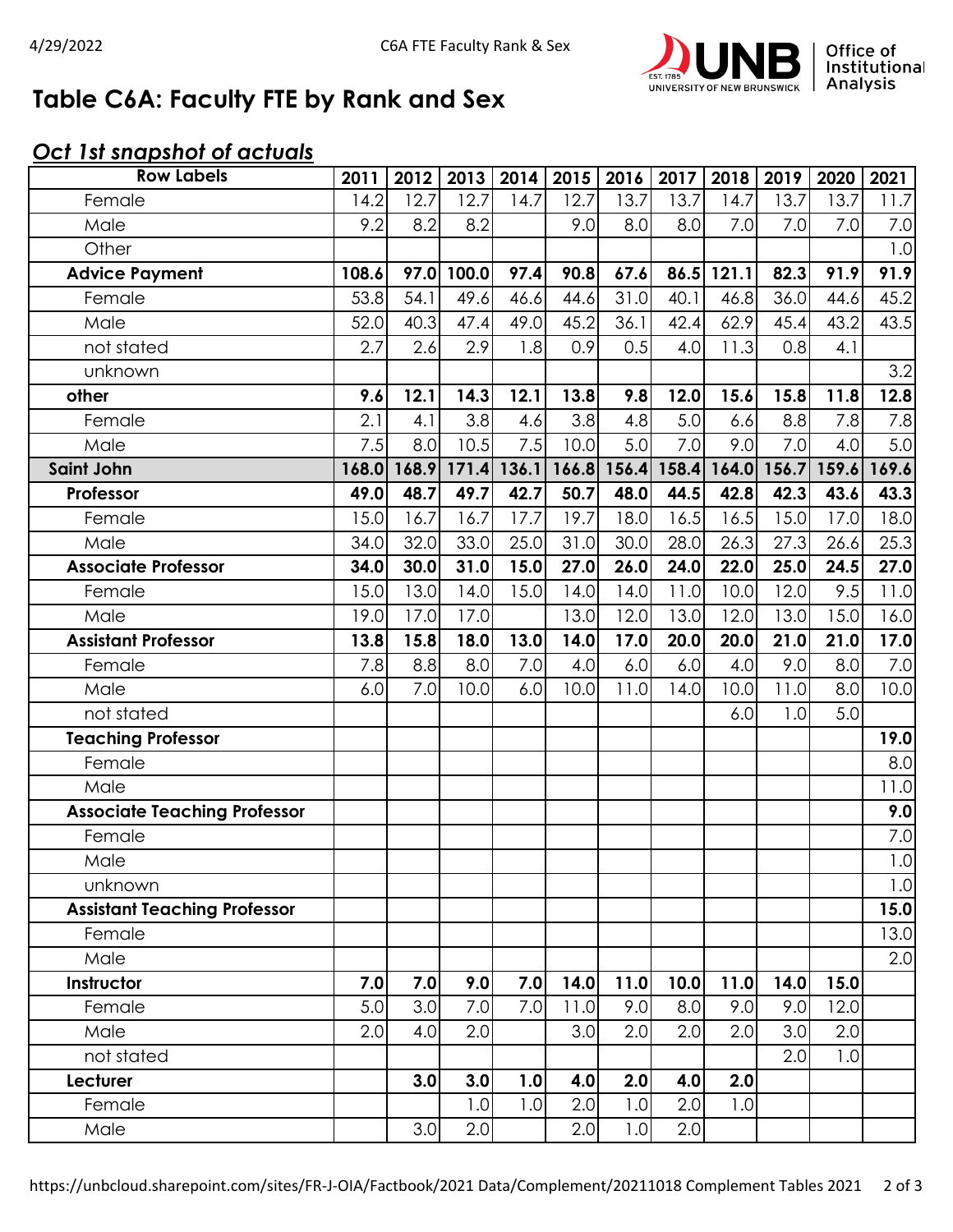# Table C6A: Faculty FTE by Rank and Sex

## *Oct 1st snapshot of actuals*

| Row Labels | 2011 | 2012 | 2013 | 2014 | 2015 | 2016 | 2017 | 2018 | 2019 | 2020 | 2021 |
|---|---|---|---|---|---|---|---|---|---|---|---|
| Female | 14.2 | 12.7 | 12.7 | 14.7 | 12.7 | 13.7 | 13.7 | 14.7 | 13.7 | 13.7 | 11.7 |
| Male | 9.2 | 8.2 | 8.2 | | 9.0 | 8.0 | 8.0 | 7.0 | 7.0 | 7.0 | 7.0 |
| Other | | | | | | | | | | | 1.0 |
| **Advice Payment** | **108.6** | **97.0** | **100.0** | **97.4** | **90.8** | **67.6** | **86.5** | **121.1** | **82.3** | **91.9** | **91.9** |
| Female | 53.8 | 54.1 | 49.6 | 46.6 | 44.6 | 31.0 | 40.1 | 46.8 | 36.0 | 44.6 | 45.2 |
| Male | 52.0 | 40.3 | 47.4 | 49.0 | 45.2 | 36.1 | 42.4 | 62.9 | 45.4 | 43.2 | 43.5 |
| not stated | 2.7 | 2.6 | 2.9 | 1.8 | 0.9 | 0.5 | 4.0 | 11.3 | 0.8 | 4.1 | |
| unknown | | | | | | | | | | | 3.2 |
| **other** | **9.6** | **12.1** | **14.3** | **12.1** | **13.8** | **9.8** | **12.0** | **15.6** | **15.8** | **11.8** | **12.8** |
| Female | 2.1 | 4.1 | 3.8 | 4.6 | 3.8 | 4.8 | 5.0 | 6.6 | 8.8 | 7.8 | 7.8 |
| Male | 7.5 | 8.0 | 10.5 | 7.5 | 10.0 | 5.0 | 7.0 | 9.0 | 7.0 | 4.0 | 5.0 |
| **Saint John** | **168.0** | **168.9** | **171.4** | **136.1** | **166.8** | **156.4** | **158.4** | **164.0** | **156.7** | **159.6** | **169.6** |
| **Professor** | **49.0** | **48.7** | **49.7** | **42.7** | **50.7** | **48.0** | **44.5** | **42.8** | **42.3** | **43.6** | **43.3** |
| Female | 15.0 | 16.7 | 16.7 | 17.7 | 19.7 | 18.0 | 16.5 | 16.5 | 15.0 | 17.0 | 18.0 |
| Male | 34.0 | 32.0 | 33.0 | 25.0 | 31.0 | 30.0 | 28.0 | 26.3 | 27.3 | 26.6 | 25.3 |
| **Associate Professor** | **34.0** | **30.0** | **31.0** | **15.0** | **27.0** | **26.0** | **24.0** | **22.0** | **25.0** | **24.5** | **27.0** |
| Female | 15.0 | 13.0 | 14.0 | 15.0 | 14.0 | 14.0 | 11.0 | 10.0 | 12.0 | 9.5 | 11.0 |
| Male | 19.0 | 17.0 | 17.0 | | 13.0 | 12.0 | 13.0 | 12.0 | 13.0 | 15.0 | 16.0 |
| **Assistant Professor** | **13.8** | **15.8** | **18.0** | **13.0** | **14.0** | **17.0** | **20.0** | **20.0** | **21.0** | **21.0** | **17.0** |
| Female | 7.8 | 8.8 | 8.0 | 7.0 | 4.0 | 6.0 | 6.0 | 4.0 | 9.0 | 8.0 | 7.0 |
| Male | 6.0 | 7.0 | 10.0 | 6.0 | 10.0 | 11.0 | 14.0 | 10.0 | 11.0 | 8.0 | 10.0 |
| not stated | | | | | | | | 6.0 | 1.0 | 5.0 | |
| **Teaching Professor** | | | | | | | | | | | **19.0** |
| Female | | | | | | | | | | | 8.0 |
| Male | | | | | | | | | | | 11.0 |
| **Associate Teaching Professor** | | | | | | | | | | | **9.0** |
| Female | | | | | | | | | | | 7.0 |
| Male | | | | | | | | | | | 1.0 |
| unknown | | | | | | | | | | | 1.0 |
| **Assistant Teaching Professor** | | | | | | | | | | | **15.0** |
| Female | | | | | | | | | | | 13.0 |
| Male | | | | | | | | | | | 2.0 |
| **Instructor** | **7.0** | **7.0** | **9.0** | **7.0** | **14.0** | **11.0** | **10.0** | **11.0** | **14.0** | **15.0** | |
| Female | 5.0 | 3.0 | 7.0 | 7.0 | 11.0 | 9.0 | 8.0 | 9.0 | 9.0 | 12.0 | |
| Male | 2.0 | 4.0 | 2.0 | | 3.0 | 2.0 | 2.0 | 2.0 | 3.0 | 2.0 | |
| not stated | | | | | | | | | 2.0 | 1.0 | |
| **Lecturer** | | **3.0** | **3.0** | **1.0** | **4.0** | **2.0** | **4.0** | **2.0** | | | |
| Female | | | 1.0 | 1.0 | 2.0 | 1.0 | 2.0 | 1.0 | | | |
| Male | | 3.0 | 2.0 | | 2.0 | 1.0 | 2.0 | | | | |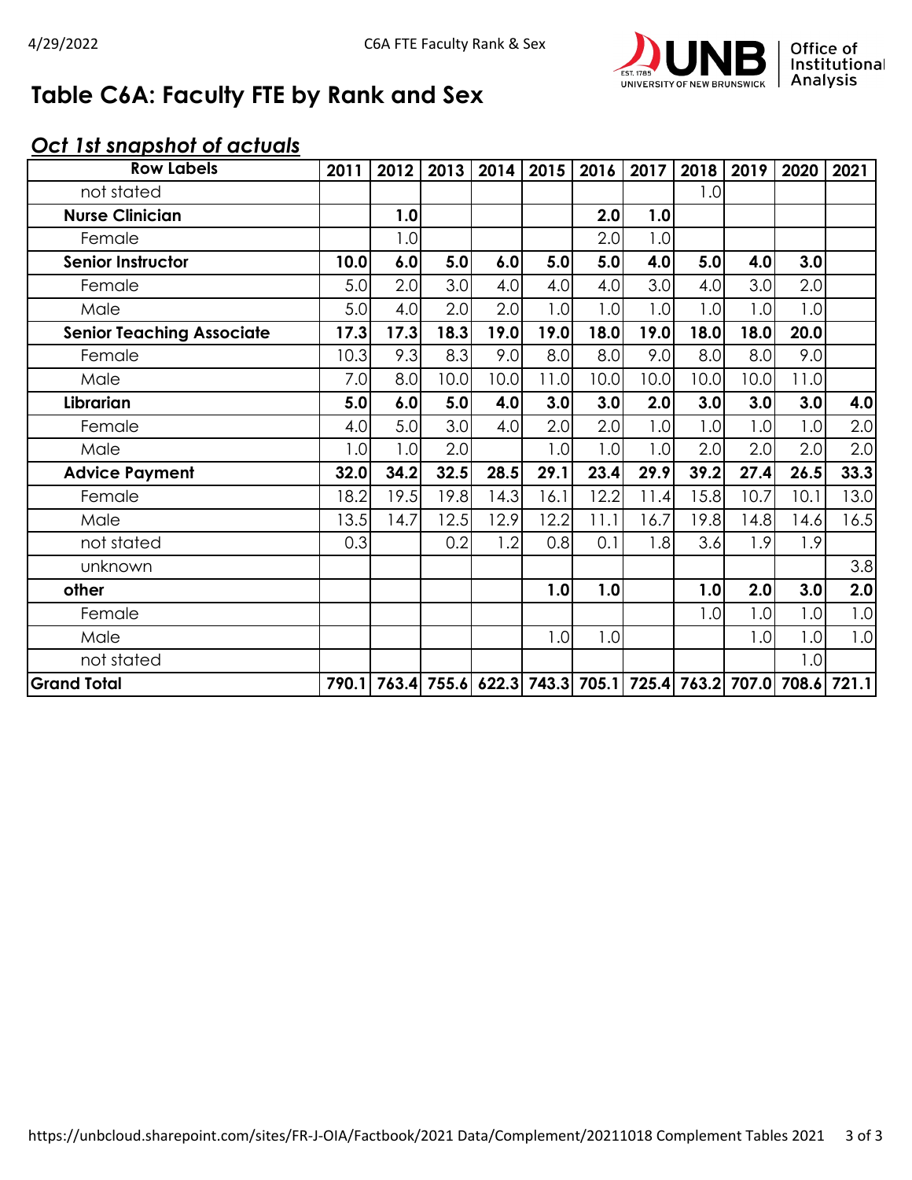# Table C6A: Faculty FTE by Rank and Sex

## *Oct 1st snapshot of actuals*

| Row Labels | 2011 | 2012 | 2013 | 2014 | 2015 | 2016 | 2017 | 2018 | 2019 | 2020 | 2021 |
|---|---|---|---|---|---|---|---|---|---|---|---|
| not stated | | | | | | | | 1.0 | | | |
| **Nurse Clinician** | | **1.0** | | | | **2.0** | **1.0** | | | | |
| Female | | 1.0 | | | | 2.0 | 1.0 | | | | |
| **Senior Instructor** | **10.0** | **6.0** | **5.0** | **6.0** | **5.0** | **5.0** | **4.0** | **5.0** | **4.0** | **3.0** | |
| Female | 5.0 | 2.0 | 3.0 | 4.0 | 4.0 | 4.0 | 3.0 | 4.0 | 3.0 | 2.0 | |
| Male | 5.0 | 4.0 | 2.0 | 2.0 | 1.0 | 1.0 | 1.0 | 1.0 | 1.0 | 1.0 | |
| **Senior Teaching Associate** | **17.3** | **17.3** | **18.3** | **19.0** | **19.0** | **18.0** | **19.0** | **18.0** | **18.0** | **20.0** | |
| Female | 10.3 | 9.3 | 8.3 | 9.0 | 8.0 | 8.0 | 9.0 | 8.0 | 8.0 | 9.0 | |
| Male | 7.0 | 8.0 | 10.0 | 10.0 | 11.0 | 10.0 | 10.0 | 10.0 | 10.0 | 11.0 | |
| **Librarian** | **5.0** | **6.0** | **5.0** | **4.0** | **3.0** | **3.0** | **2.0** | **3.0** | **3.0** | **3.0** | **4.0** |
| Female | 4.0 | 5.0 | 3.0 | 4.0 | 2.0 | 2.0 | 1.0 | 1.0 | 1.0 | 1.0 | 2.0 |
| Male | 1.0 | 1.0 | 2.0 | | 1.0 | 1.0 | 1.0 | 2.0 | 2.0 | 2.0 | 2.0 |
| **Advice Payment** | **32.0** | **34.2** | **32.5** | **28.5** | **29.1** | **23.4** | **29.9** | **39.2** | **27.4** | **26.5** | **33.3** |
| Female | 18.2 | 19.5 | 19.8 | 14.3 | 16.1 | 12.2 | 11.4 | 15.8 | 10.7 | 10.1 | 13.0 |
| Male | 13.5 | 14.7 | 12.5 | 12.9 | 12.2 | 11.1 | 16.7 | 19.8 | 14.8 | 14.6 | 16.5 |
| not stated | 0.3 | | 0.2 | 1.2 | 0.8 | 0.1 | 1.8 | 3.6 | 1.9 | 1.9 | |
| unknown | | | | | | | | | | | 3.8 |
| **other** | | | | | **1.0** | **1.0** | | **1.0** | **2.0** | **3.0** | **2.0** |
| Female | | | | | | | | 1.0 | 1.0 | 1.0 | 1.0 |
| Male | | | | | 1.0 | 1.0 | | | 1.0 | 1.0 | 1.0 |
| not stated | | | | | | | | | | 1.0 | |
| **Grand Total** | **790.1** | **763.4** | **755.6** | **622.3** | **743.3** | **705.1** | **725.4** | **763.2** | **707.0** | **708.6** | **721.1** |